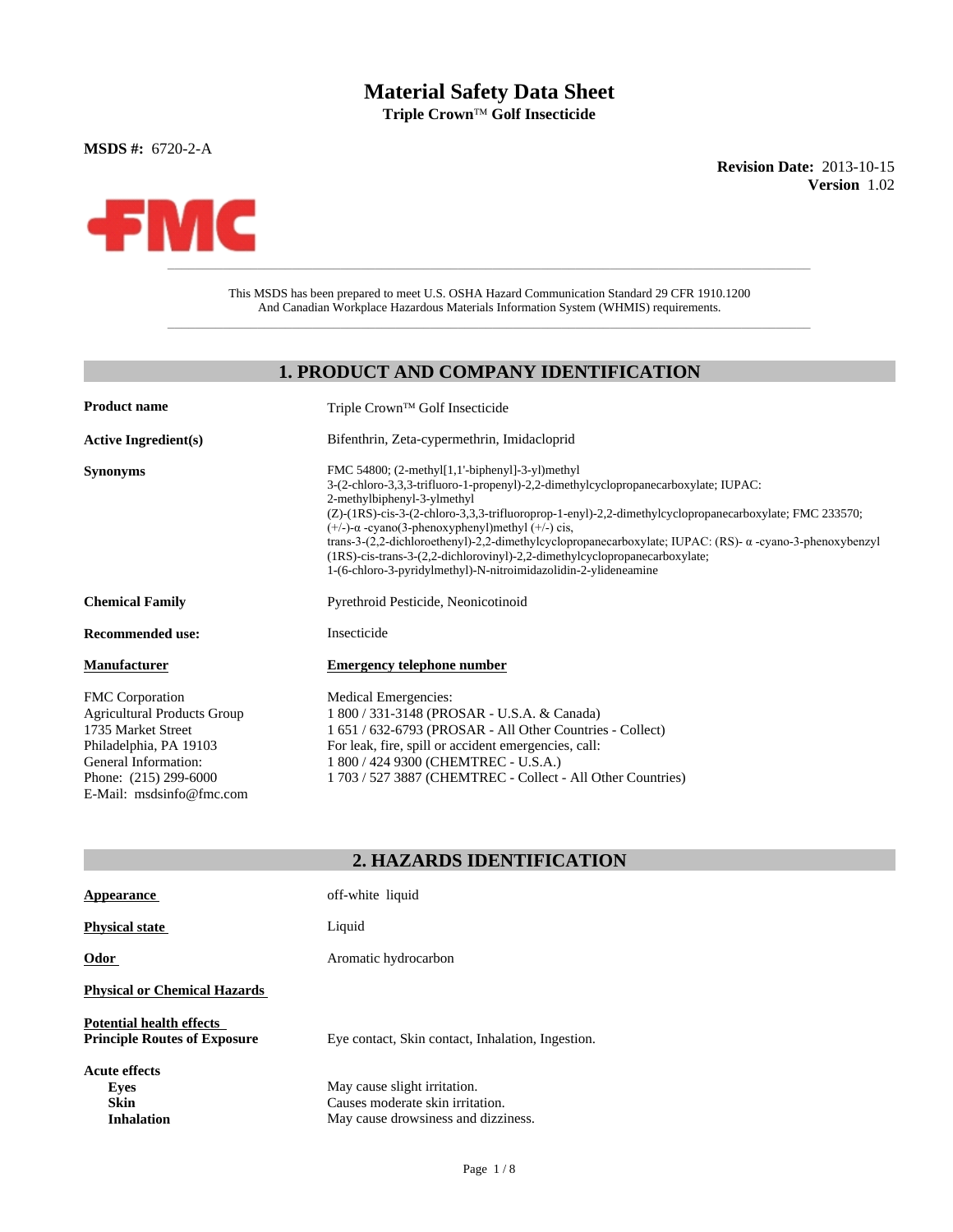# Material Safety Data Sheet

**Triple Crown™ Golf Insecticide**

**MSDS #:** 6720-2-A

**Revision Date:** 2013-10-15
**Version** 1.02

This MSDS has been prepared to meet U.S. OSHA Hazard Communication Standard 29 CFR 1910.1200
And Canadian Workplace Hazardous Materials Information System (WHMIS) requirements.

## 1. PRODUCT AND COMPANY IDENTIFICATION

**Product name**: Triple Crown™ Golf Insecticide

**Active Ingredient(s)**: Bifenthrin, Zeta-cypermethrin, Imidacloprid

**Synonyms**: FMC 54800; (2-methyl[1,1'-biphenyl]-3-yl)methyl 3-(2-chloro-3,3,3-trifluoro-1-propenyl)-2,2-dimethylcyclopropanecarboxylate; IUPAC: 2-methylbiphenyl-3-ylmethyl (Z)-(1RS)-cis-3-(2-chloro-3,3,3-trifluoroprop-1-enyl)-2,2-dimethylcyclopropanecarboxylate; FMC 233570; (+/-)-α -cyano(3-phenoxyphenyl)methyl (+/-) cis, trans-3-(2,2-dichloroethenyl)-2,2-dimethylcyclopropanecarboxylate; IUPAC: (RS)- α -cyano-3-phenoxybenzyl (1RS)-cis-trans-3-(2,2-dichlorovinyl)-2,2-dimethylcyclopropanecarboxylate; 1-(6-chloro-3-pyridylmethyl)-N-nitroimidazolidin-2-ylideneamine

**Chemical Family**: Pyrethroid Pesticide, Neonicotinoid

**Recommended use:**: Insecticide

**Manufacturer**

FMC Corporation
Agricultural Products Group
1735 Market Street
Philadelphia, PA 19103
General Information:
Phone: (215) 299-6000
E-Mail: msdsinfo@fmc.com

**Emergency telephone number**

Medical Emergencies:
1 800 / 331-3148 (PROSAR - U.S.A. & Canada)
1 651 / 632-6793 (PROSAR - All Other Countries - Collect)
For leak, fire, spill or accident emergencies, call:
1 800 / 424 9300 (CHEMTREC - U.S.A.)
1 703 / 527 3887 (CHEMTREC - Collect - All Other Countries)

## 2. HAZARDS IDENTIFICATION

**Appearance**: off-white liquid

**Physical state**: Liquid

**Odor**: Aromatic hydrocarbon

**Physical or Chemical Hazards**

**Potential health effects**
**Principle Routes of Exposure**: Eye contact, Skin contact, Inhalation, Ingestion.

**Acute effects**
- **Eyes**: May cause slight irritation.
- **Skin**: Causes moderate skin irritation.
- **Inhalation**: May cause drowsiness and dizziness.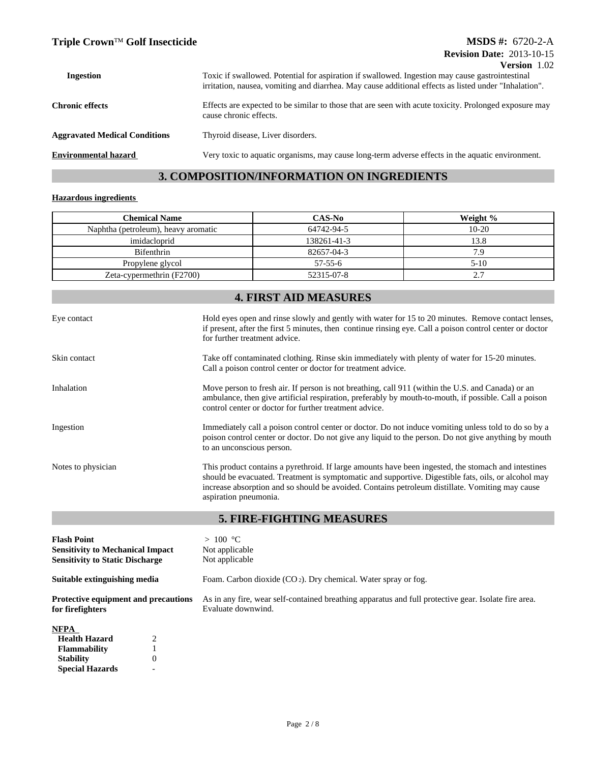| | |
|---|---|
| **Ingestion** | Toxic if swallowed. Potential for aspiration if swallowed. Ingestion may cause gastrointestinal irritation, nausea, vomiting and diarrhea. May cause additional effects as listed under "Inhalation". |
| **Chronic effects** | Effects are expected to be similar to those that are seen with acute toxicity. Prolonged exposure may cause chronic effects. |
| **Aggravated Medical Conditions** | Thyroid disease, Liver disorders. |
| **Environmental hazard** | Very toxic to aquatic organisms, may cause long-term adverse effects in the aquatic environment. |

## 3. COMPOSITION/INFORMATION ON INGREDIENTS

**Hazardous ingredients**

| Chemical Name | CAS-No | Weight % |
|---|---|---|
| Naphtha (petroleum), heavy aromatic | 64742-94-5 | 10-20 |
| imidacloprid | 138261-41-3 | 13.8 |
| Bifenthrin | 82657-04-3 | 7.9 |
| Propylene glycol | 57-55-6 | 5-10 |
| Zeta-cypermethrin (F2700) | 52315-07-8 | 2.7 |

## 4. FIRST AID MEASURES

| | |
|---|---|
| Eye contact | Hold eyes open and rinse slowly and gently with water for 15 to 20 minutes. Remove contact lenses, if present, after the first 5 minutes, then continue rinsing eye. Call a poison control center or doctor for further treatment advice. |
| Skin contact | Take off contaminated clothing. Rinse skin immediately with plenty of water for 15-20 minutes. Call a poison control center or doctor for treatment advice. |
| Inhalation | Move person to fresh air. If person is not breathing, call 911 (within the U.S. and Canada) or an ambulance, then give artificial respiration, preferably by mouth-to-mouth, if possible. Call a poison control center or doctor for further treatment advice. |
| Ingestion | Immediately call a poison control center or doctor. Do not induce vomiting unless told to do so by a poison control center or doctor. Do not give any liquid to the person. Do not give anything by mouth to an unconscious person. |
| Notes to physician | This product contains a pyrethroid. If large amounts have been ingested, the stomach and intestines should be evacuated. Treatment is symptomatic and supportive. Digestible fats, oils, or alcohol may increase absorption and so should be avoided. Contains petroleum distillate. Vomiting may cause aspiration pneumonia. |

## 5. FIRE-FIGHTING MEASURES

| | |
|---|---|
| **Flash Point** | > 100 °C |
| **Sensitivity to Mechanical Impact** | Not applicable |
| **Sensitivity to Static Discharge** | Not applicable |
| **Suitable extinguishing media** | Foam. Carbon dioxide ($CO_2$). Dry chemical. Water spray or fog. |
| **Protective equipment and precautions for firefighters** | As in any fire, wear self-contained breathing apparatus and full protective gear. Isolate fire area. Evaluate downwind. |

**NFPA**

| | |
|---|---|
| **Health Hazard** | 2 |
| **Flammability** | 1 |
| **Stability** | 0 |
| **Special Hazards** | - |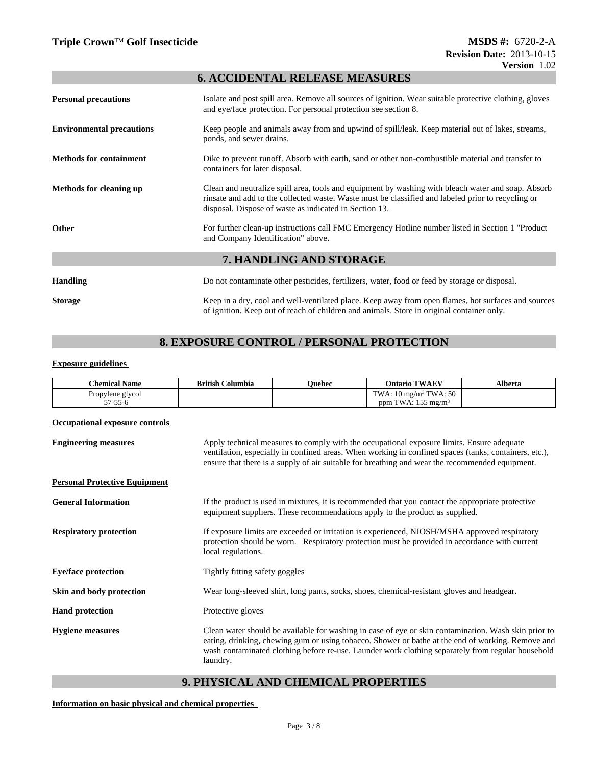## 6. ACCIDENTAL RELEASE MEASURES

**Personal precautions**
Isolate and post spill area. Remove all sources of ignition. Wear suitable protective clothing, gloves and eye/face protection. For personal protection see section 8.

**Environmental precautions**
Keep people and animals away from and upwind of spill/leak. Keep material out of lakes, streams, ponds, and sewer drains.

**Methods for containment**
Dike to prevent runoff. Absorb with earth, sand or other non-combustible material and transfer to containers for later disposal.

**Methods for cleaning up**
Clean and neutralize spill area, tools and equipment by washing with bleach water and soap. Absorb rinsate and add to the collected waste. Waste must be classified and labeled prior to recycling or disposal. Dispose of waste as indicated in Section 13.

**Other**
For further clean-up instructions call FMC Emergency Hotline number listed in Section 1 "Product and Company Identification" above.

## 7. HANDLING AND STORAGE

**Handling**
Do not contaminate other pesticides, fertilizers, water, food or feed by storage or disposal.

**Storage**
Keep in a dry, cool and well-ventilated place. Keep away from open flames, hot surfaces and sources of ignition. Keep out of reach of children and animals. Store in original container only.

## 8. EXPOSURE CONTROL / PERSONAL PROTECTION

**Exposure guidelines**

| Chemical Name | British Columbia | Quebec | Ontario TWAEV | Alberta |
|---|---|---|---|---|
| Propylene glycol 57-55-6 | | | TWA: 10 mg/m³ TWA: 50 ppm TWA: 155 mg/m³ | |

**Occupational exposure controls**

**Engineering measures**
Apply technical measures to comply with the occupational exposure limits. Ensure adequate ventilation, especially in confined areas. When working in confined spaces (tanks, containers, etc.), ensure that there is a supply of air suitable for breathing and wear the recommended equipment.

**Personal Protective Equipment**

**General Information**
If the product is used in mixtures, it is recommended that you contact the appropriate protective equipment suppliers. These recommendations apply to the product as supplied.

**Respiratory protection**
If exposure limits are exceeded or irritation is experienced, NIOSH/MSHA approved respiratory protection should be worn. Respiratory protection must be provided in accordance with current local regulations.

**Eye/face protection**
Tightly fitting safety goggles

**Skin and body protection**
Wear long-sleeved shirt, long pants, socks, shoes, chemical-resistant gloves and headgear.

**Hand protection**
Protective gloves

**Hygiene measures**
Clean water should be available for washing in case of eye or skin contamination. Wash skin prior to eating, drinking, chewing gum or using tobacco. Shower or bathe at the end of working. Remove and wash contaminated clothing before re-use. Launder work clothing separately from regular household laundry.

## 9. PHYSICAL AND CHEMICAL PROPERTIES

**Information on basic physical and chemical properties**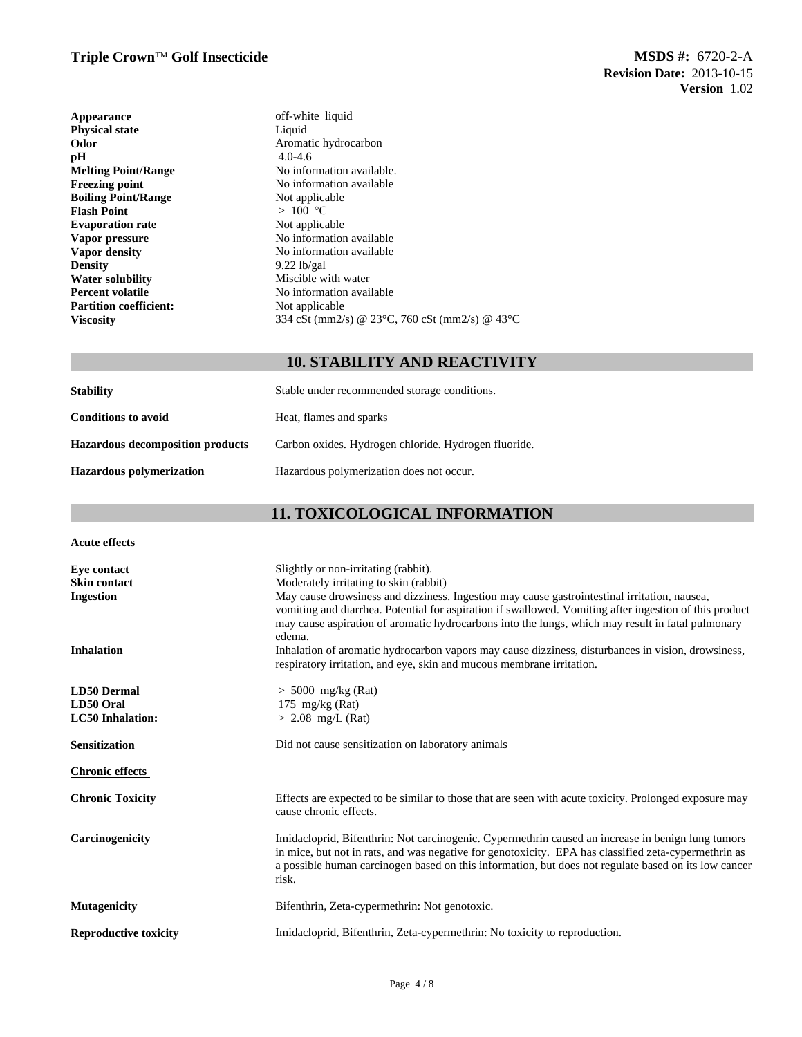| | |
|---|---|
| **Appearance** | off-white liquid |
| **Physical state** | Liquid |
| **Odor** | Aromatic hydrocarbon |
| **pH** | 4.0-4.6 |
| **Melting Point/Range** | No information available. |
| **Freezing point** | No information available |
| **Boiling Point/Range** | Not applicable |
| **Flash Point** | > 100 °C |
| **Evaporation rate** | Not applicable |
| **Vapor pressure** | No information available |
| **Vapor density** | No information available |
| **Density** | 9.22 lb/gal |
| **Water solubility** | Miscible with water |
| **Percent volatile** | No information available |
| **Partition coefficient:** | Not applicable |
| **Viscosity** | 334 cSt (mm2/s) @ 23°C, 760 cSt (mm2/s) @ 43°C |

## 10. STABILITY AND REACTIVITY

| | |
|---|---|
| **Stability** | Stable under recommended storage conditions. |
| **Conditions to avoid** | Heat, flames and sparks |
| **Hazardous decomposition products** | Carbon oxides. Hydrogen chloride. Hydrogen fluoride. |
| **Hazardous polymerization** | Hazardous polymerization does not occur. |

## 11. TOXICOLOGICAL INFORMATION

**Acute effects**

| | |
|---|---|
| **Eye contact** | Slightly or non-irritating (rabbit). |
| **Skin contact** | Moderately irritating to skin (rabbit) |
| **Ingestion** | May cause drowsiness and dizziness. Ingestion may cause gastrointestinal irritation, nausea, vomiting and diarrhea. Potential for aspiration if swallowed. Vomiting after ingestion of this product may cause aspiration of aromatic hydrocarbons into the lungs, which may result in fatal pulmonary edema. |
| **Inhalation** | Inhalation of aromatic hydrocarbon vapors may cause dizziness, disturbances in vision, drowsiness, respiratory irritation, and eye, skin and mucous membrane irritation. |
| **LD50 Dermal** | > 5000 mg/kg (Rat) |
| **LD50 Oral** | 175 mg/kg (Rat) |
| **LC50 Inhalation:** | > 2.08 mg/L (Rat) |
| **Sensitization** | Did not cause sensitization on laboratory animals |

**Chronic effects**

| | |
|---|---|
| **Chronic Toxicity** | Effects are expected to be similar to those that are seen with acute toxicity. Prolonged exposure may cause chronic effects. |
| **Carcinogenicity** | Imidacloprid, Bifenthrin: Not carcinogenic. Cypermethrin caused an increase in benign lung tumors in mice, but not in rats, and was negative for genotoxicity. EPA has classified zeta-cypermethrin as a possible human carcinogen based on this information, but does not regulate based on its low cancer risk. |
| **Mutagenicity** | Bifenthrin, Zeta-cypermethrin: Not genotoxic. |
| **Reproductive toxicity** | Imidacloprid, Bifenthrin, Zeta-cypermethrin: No toxicity to reproduction. |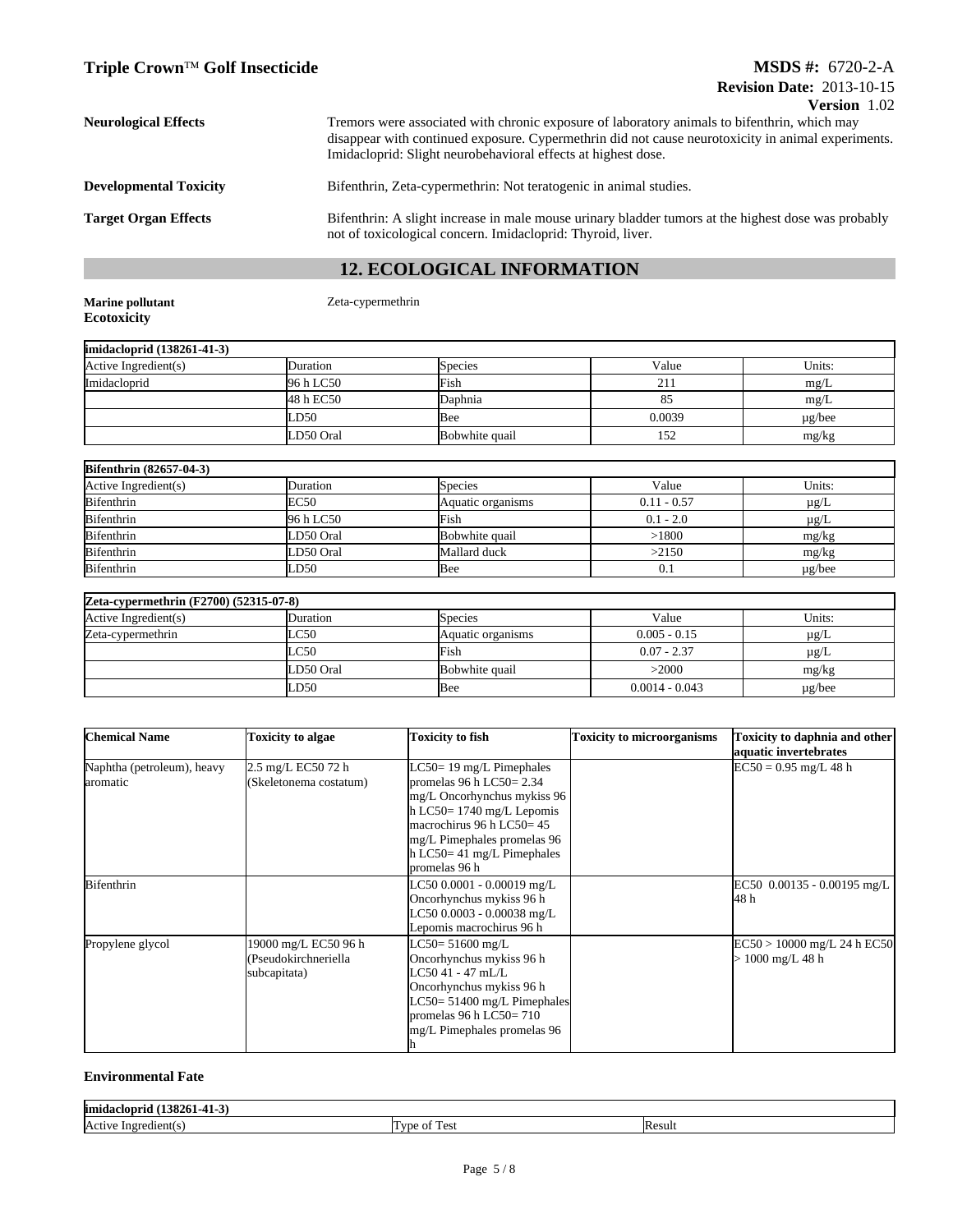**Neurological Effects** Tremors were associated with chronic exposure of laboratory animals to bifenthrin, which may disappear with continued exposure. Cypermethrin did not cause neurotoxicity in animal experiments. Imidacloprid: Slight neurobehavioral effects at highest dose.

**Developmental Toxicity** Bifenthrin, Zeta-cypermethrin: Not teratogenic in animal studies.

**Target Organ Effects** Bifenthrin: A slight increase in male mouse urinary bladder tumors at the highest dose was probably not of toxicological concern. Imidacloprid: Thyroid, liver.

## 12. ECOLOGICAL INFORMATION

**Marine pollutant** Zeta-cypermethrin

**Ecotoxicity**

| imidacloprid (138261-41-3) | | | | |
|---|---|---|---|---|
| Active Ingredient(s) | Duration | Species | Value | Units: |
| Imidacloprid | 96 h LC50 | Fish | 211 | mg/L |
| | 48 h EC50 | Daphnia | 85 | mg/L |
| | LD50 | Bee | 0.0039 | µg/bee |
| | LD50 Oral | Bobwhite quail | 152 | mg/kg |

| Bifenthrin (82657-04-3) | | | | |
|---|---|---|---|---|
| Active Ingredient(s) | Duration | Species | Value | Units: |
| Bifenthrin | EC50 | Aquatic organisms | 0.11 - 0.57 | µg/L |
| Bifenthrin | 96 h LC50 | Fish | 0.1 - 2.0 | µg/L |
| Bifenthrin | LD50 Oral | Bobwhite quail | >1800 | mg/kg |
| Bifenthrin | LD50 Oral | Mallard duck | >2150 | mg/kg |
| Bifenthrin | LD50 | Bee | 0.1 | µg/bee |

| Zeta-cypermethrin (F2700) (52315-07-8) | | | | |
|---|---|---|---|---|
| Active Ingredient(s) | Duration | Species | Value | Units: |
| Zeta-cypermethrin | LC50 | Aquatic organisms | 0.005 - 0.15 | µg/L |
| | LC50 | Fish | 0.07 - 2.37 | µg/L |
| | LD50 Oral | Bobwhite quail | >2000 | mg/kg |
| | LD50 | Bee | 0.0014 - 0.043 | µg/bee |

| Chemical Name | Toxicity to algae | Toxicity to fish | Toxicity to microorganisms | Toxicity to daphnia and other aquatic invertebrates |
|---|---|---|---|---|
| Naphtha (petroleum), heavy aromatic | 2.5 mg/L EC50 72 h (Skeletonema costatum) | LC50= 19 mg/L Pimephales promelas 96 h LC50= 2.34 mg/L Oncorhynchus mykiss 96 h LC50= 1740 mg/L Lepomis macrochirus 96 h LC50= 45 mg/L Pimephales promelas 96 h LC50= 41 mg/L Pimephales promelas 96 h | | EC50 = 0.95 mg/L 48 h |
| Bifenthrin | | LC50 0.0001 - 0.00019 mg/L Oncorhynchus mykiss 96 h LC50 0.0003 - 0.00038 mg/L Lepomis macrochirus 96 h | | EC50 0.00135 - 0.00195 mg/L 48 h |
| Propylene glycol | 19000 mg/L EC50 96 h (Pseudokirchneriella subcapitata) | LC50= 51600 mg/L Oncorhynchus mykiss 96 h LC50 41 - 47 mL/L Oncorhynchus mykiss 96 h LC50= 51400 mg/L Pimephales promelas 96 h LC50= 710 mg/L Pimephales promelas 96 h | | EC50 > 10000 mg/L 24 h EC50 > 1000 mg/L 48 h |

**Environmental Fate**

| imidacloprid (138261-41-3) | | |
|---|---|---|
| Active Ingredient(s) | Type of Test | Result |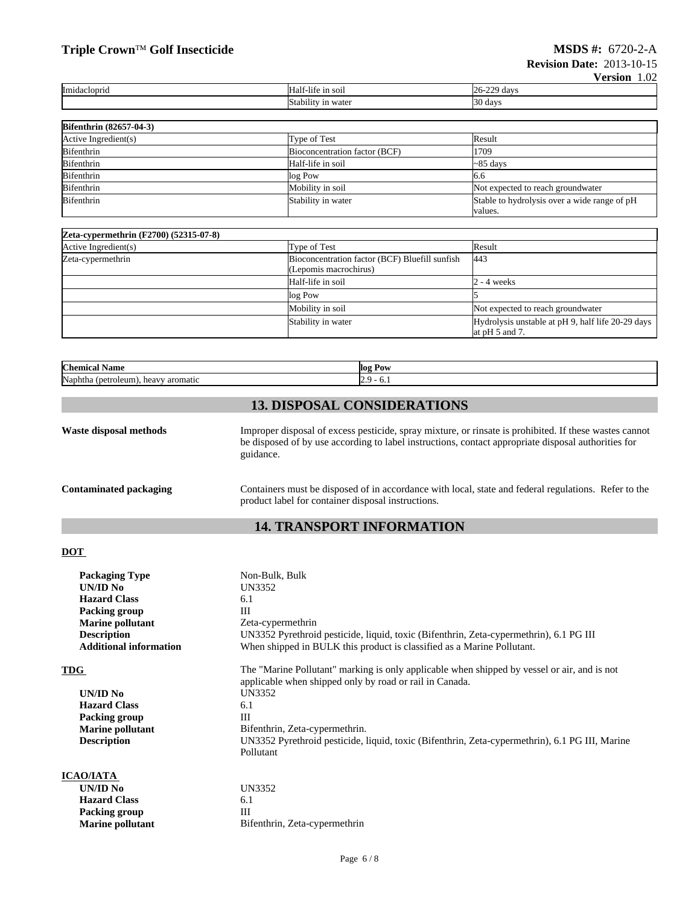| Imidacloprid | Half-life in soil | 26-229 days |
|---|---|---|
| | Stability in water | 30 days |

| Bifenthrin (82657-04-3) | | |
|---|---|---|
| Active Ingredient(s) | Type of Test | Result |
| Bifenthrin | Bioconcentration factor (BCF) | 1709 |
| Bifenthrin | Half-life in soil | ~85 days |
| Bifenthrin | log Pow | 6.6 |
| Bifenthrin | Mobility in soil | Not expected to reach groundwater |
| Bifenthrin | Stability in water | Stable to hydrolysis over a wide range of pH values. |

| Zeta-cypermethrin (F2700) (52315-07-8) | | |
|---|---|---|
| Active Ingredient(s) | Type of Test | Result |
| Zeta-cypermethrin | Bioconcentration factor (BCF) Bluefill sunfish (Lepomis macrochirus) | 443 |
| | Half-life in soil | 2 - 4 weeks |
| | log Pow | 5 |
| | Mobility in soil | Not expected to reach groundwater |
| | Stability in water | Hydrolysis unstable at pH 9, half life 20-29 days at pH 5 and 7. |

| Chemical Name | log Pow |
|---|---|
| Naphtha (petroleum), heavy aromatic | 2.9 - 6.1 |

## 13. DISPOSAL CONSIDERATIONS

**Waste disposal methods** Improper disposal of excess pesticide, spray mixture, or rinsate is prohibited. If these wastes cannot be disposed of by use according to label instructions, contact appropriate disposal authorities for guidance.

**Contaminated packaging** Containers must be disposed of in accordance with local, state and federal regulations. Refer to the product label for container disposal instructions.

## 14. TRANSPORT INFORMATION

**DOT**

**Packaging Type** Non-Bulk, Bulk
**UN/ID No** UN3352
**Hazard Class** 6.1
**Packing group** III
**Marine pollutant** Zeta-cypermethrin
**Description** UN3352 Pyrethroid pesticide, liquid, toxic (Bifenthrin, Zeta-cypermethrin), 6.1 PG III
**Additional information** When shipped in BULK this product is classified as a Marine Pollutant.

**TDG** The "Marine Pollutant" marking is only applicable when shipped by vessel or air, and is not applicable when shipped only by road or rail in Canada.

**UN/ID No** UN3352
**Hazard Class** 6.1
**Packing group** III
**Marine pollutant** Bifenthrin, Zeta-cypermethrin.
**Description** UN3352 Pyrethroid pesticide, liquid, toxic (Bifenthrin, Zeta-cypermethrin), 6.1 PG III, Marine Pollutant

**ICAO/IATA**

**UN/ID No** UN3352
**Hazard Class** 6.1
**Packing group** III
**Marine pollutant** Bifenthrin, Zeta-cypermethrin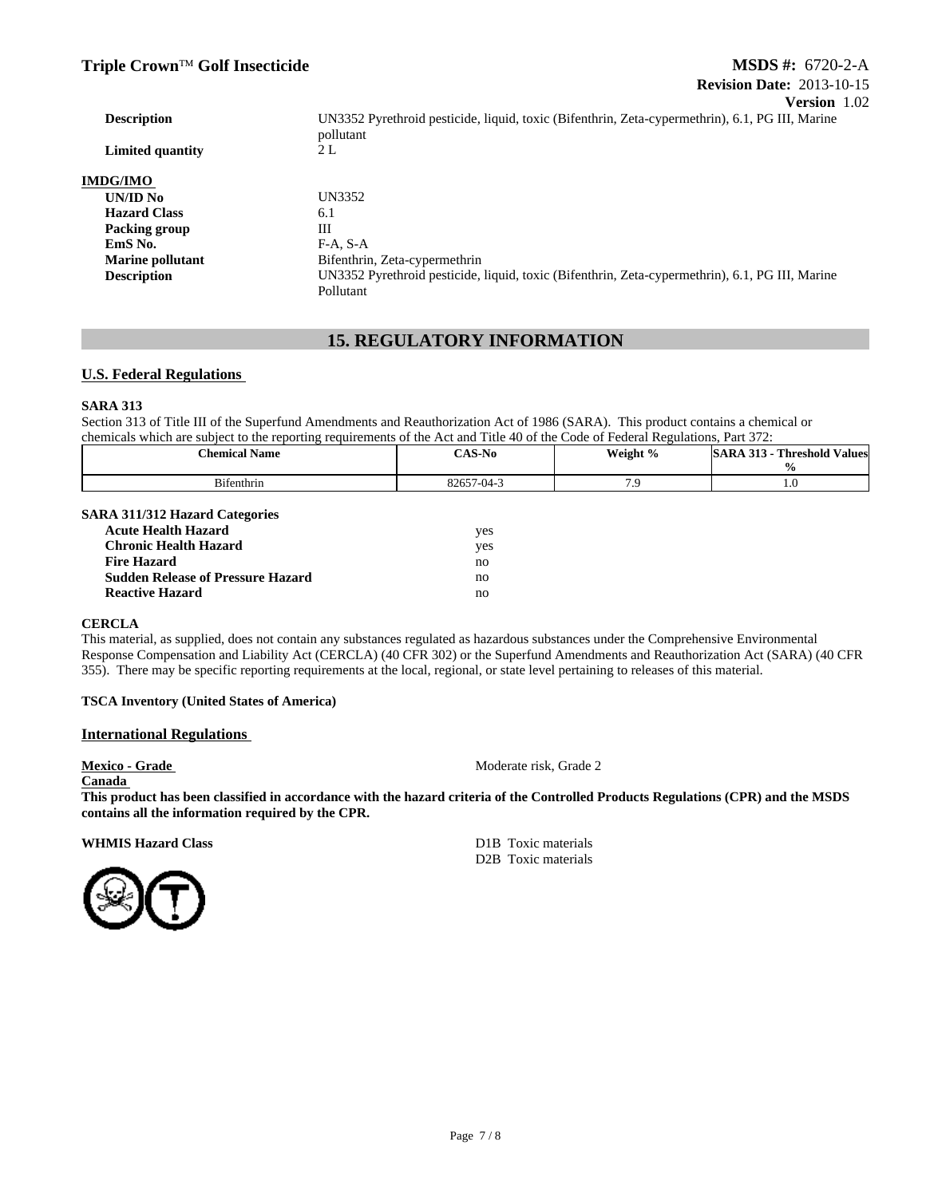| | |
|---|---|
| **Description** | UN3352 Pyrethroid pesticide, liquid, toxic (Bifenthrin, Zeta-cypermethrin), 6.1, PG III, Marine pollutant |
| **Limited quantity** | 2 L |

**IMDG/IMO**

| | |
|---|---|
| **UN/ID No** | UN3352 |
| **Hazard Class** | 6.1 |
| **Packing group** | III |
| **EmS No.** | F-A, S-A |
| **Marine pollutant** | Bifenthrin, Zeta-cypermethrin |
| **Description** | UN3352 Pyrethroid pesticide, liquid, toxic (Bifenthrin, Zeta-cypermethrin), 6.1, PG III, Marine Pollutant |

## 15. REGULATORY INFORMATION

### U.S. Federal Regulations

**SARA 313**

Section 313 of Title III of the Superfund Amendments and Reauthorization Act of 1986 (SARA). This product contains a chemical or chemicals which are subject to the reporting requirements of the Act and Title 40 of the Code of Federal Regulations, Part 372:

| Chemical Name | CAS-No | Weight % | SARA 313 - Threshold Values % |
|---|---|---|---|
| Bifenthrin | 82657-04-3 | 7.9 | 1.0 |

**SARA 311/312 Hazard Categories**

| | |
|---|---|
| **Acute Health Hazard** | yes |
| **Chronic Health Hazard** | yes |
| **Fire Hazard** | no |
| **Sudden Release of Pressure Hazard** | no |
| **Reactive Hazard** | no |

**CERCLA**

This material, as supplied, does not contain any substances regulated as hazardous substances under the Comprehensive Environmental Response Compensation and Liability Act (CERCLA) (40 CFR 302) or the Superfund Amendments and Reauthorization Act (SARA) (40 CFR 355). There may be specific reporting requirements at the local, regional, or state level pertaining to releases of this material.

**TSCA Inventory (United States of America)**

### International Regulations

**Mexico - Grade** Moderate risk, Grade 2

**Canada**

**This product has been classified in accordance with the hazard criteria of the Controlled Products Regulations (CPR) and the MSDS contains all the information required by the CPR.**

**WHMIS Hazard Class**

D1B Toxic materials
D2B Toxic materials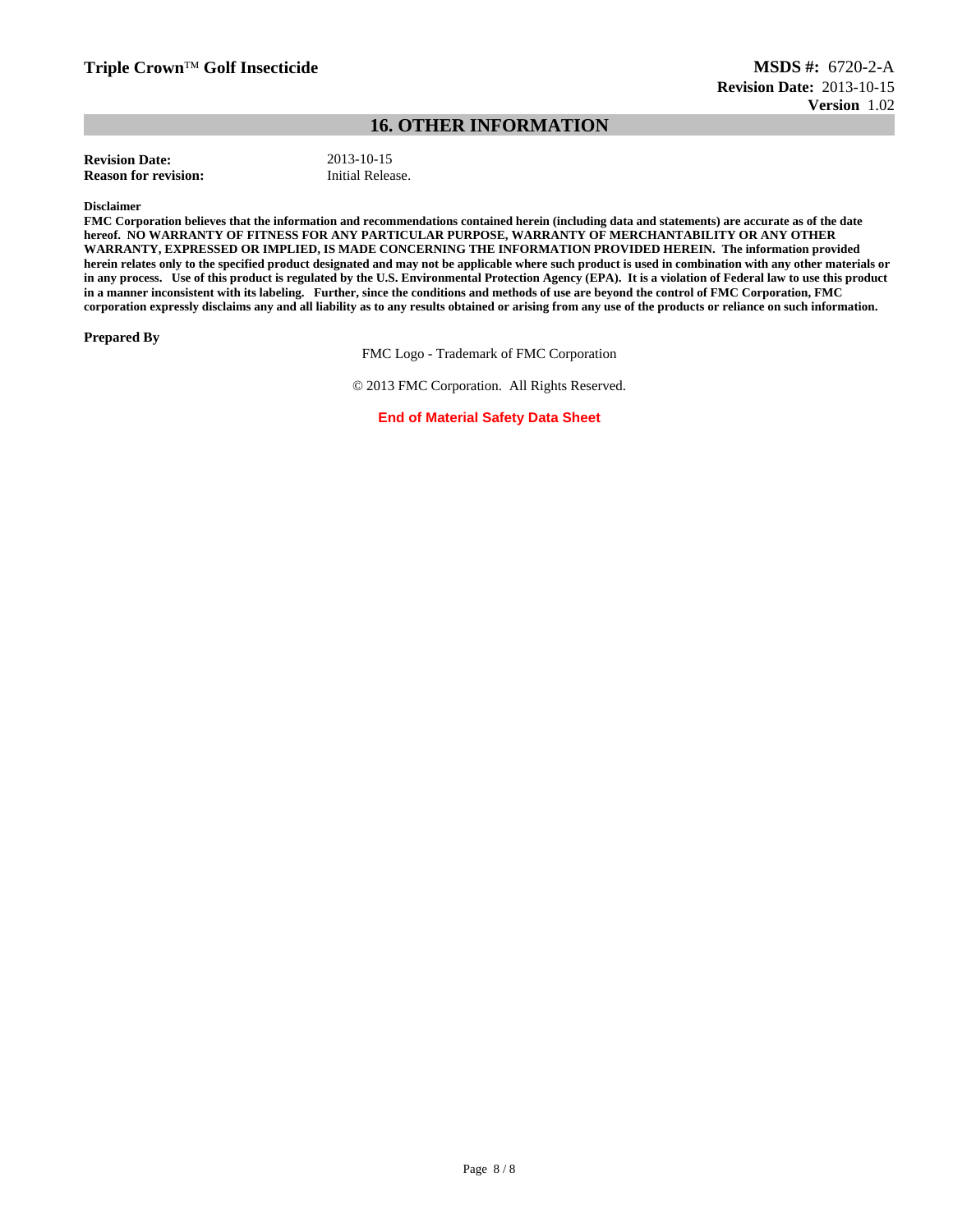## 16. OTHER INFORMATION

**Revision Date:** 2013-10-15
**Reason for revision:** Initial Release.

**Disclaimer**

**FMC Corporation believes that the information and recommendations contained herein (including data and statements) are accurate as of the date hereof. NO WARRANTY OF FITNESS FOR ANY PARTICULAR PURPOSE, WARRANTY OF MERCHANTABILITY OR ANY OTHER WARRANTY, EXPRESSED OR IMPLIED, IS MADE CONCERNING THE INFORMATION PROVIDED HEREIN. The information provided herein relates only to the specified product designated and may not be applicable where such product is used in combination with any other materials or in any process. Use of this product is regulated by the U.S. Environmental Protection Agency (EPA). It is a violation of Federal law to use this product in a manner inconsistent with its labeling. Further, since the conditions and methods of use are beyond the control of FMC Corporation, FMC corporation expressly disclaims any and all liability as to any results obtained or arising from any use of the products or reliance on such information.**

**Prepared By**

FMC Logo - Trademark of FMC Corporation

© 2013 FMC Corporation. All Rights Reserved.

**End of Material Safety Data Sheet**